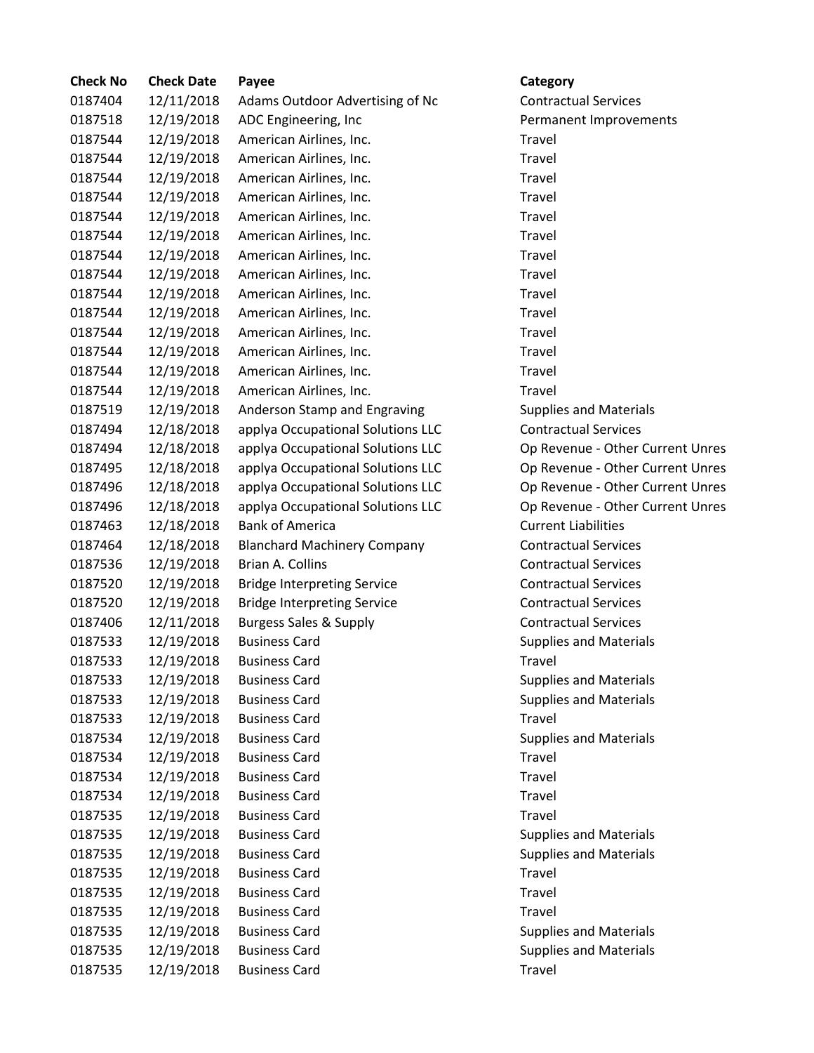| Check No | Check Date | Payee | Category |
|---|---|---|---|
| 0187404 | 12/11/2018 | Adams Outdoor Advertising of Nc | Contractual Services |
| 0187518 | 12/19/2018 | ADC Engineering, Inc | Permanent Improvements |
| 0187544 | 12/19/2018 | American Airlines, Inc. | Travel |
| 0187544 | 12/19/2018 | American Airlines, Inc. | Travel |
| 0187544 | 12/19/2018 | American Airlines, Inc. | Travel |
| 0187544 | 12/19/2018 | American Airlines, Inc. | Travel |
| 0187544 | 12/19/2018 | American Airlines, Inc. | Travel |
| 0187544 | 12/19/2018 | American Airlines, Inc. | Travel |
| 0187544 | 12/19/2018 | American Airlines, Inc. | Travel |
| 0187544 | 12/19/2018 | American Airlines, Inc. | Travel |
| 0187544 | 12/19/2018 | American Airlines, Inc. | Travel |
| 0187544 | 12/19/2018 | American Airlines, Inc. | Travel |
| 0187544 | 12/19/2018 | American Airlines, Inc. | Travel |
| 0187544 | 12/19/2018 | American Airlines, Inc. | Travel |
| 0187544 | 12/19/2018 | American Airlines, Inc. | Travel |
| 0187544 | 12/19/2018 | American Airlines, Inc. | Travel |
| 0187519 | 12/19/2018 | Anderson Stamp and Engraving | Supplies and Materials |
| 0187494 | 12/18/2018 | applya Occupational Solutions LLC | Contractual Services |
| 0187494 | 12/18/2018 | applya Occupational Solutions LLC | Op Revenue - Other Current Unres |
| 0187495 | 12/18/2018 | applya Occupational Solutions LLC | Op Revenue - Other Current Unres |
| 0187496 | 12/18/2018 | applya Occupational Solutions LLC | Op Revenue - Other Current Unres |
| 0187496 | 12/18/2018 | applya Occupational Solutions LLC | Op Revenue - Other Current Unres |
| 0187463 | 12/18/2018 | Bank of America | Current Liabilities |
| 0187464 | 12/18/2018 | Blanchard Machinery Company | Contractual Services |
| 0187536 | 12/19/2018 | Brian A. Collins | Contractual Services |
| 0187520 | 12/19/2018 | Bridge Interpreting Service | Contractual Services |
| 0187520 | 12/19/2018 | Bridge Interpreting Service | Contractual Services |
| 0187406 | 12/11/2018 | Burgess Sales & Supply | Contractual Services |
| 0187533 | 12/19/2018 | Business Card | Supplies and Materials |
| 0187533 | 12/19/2018 | Business Card | Travel |
| 0187533 | 12/19/2018 | Business Card | Supplies and Materials |
| 0187533 | 12/19/2018 | Business Card | Supplies and Materials |
| 0187533 | 12/19/2018 | Business Card | Travel |
| 0187534 | 12/19/2018 | Business Card | Supplies and Materials |
| 0187534 | 12/19/2018 | Business Card | Travel |
| 0187534 | 12/19/2018 | Business Card | Travel |
| 0187534 | 12/19/2018 | Business Card | Travel |
| 0187535 | 12/19/2018 | Business Card | Travel |
| 0187535 | 12/19/2018 | Business Card | Supplies and Materials |
| 0187535 | 12/19/2018 | Business Card | Supplies and Materials |
| 0187535 | 12/19/2018 | Business Card | Travel |
| 0187535 | 12/19/2018 | Business Card | Travel |
| 0187535 | 12/19/2018 | Business Card | Travel |
| 0187535 | 12/19/2018 | Business Card | Supplies and Materials |
| 0187535 | 12/19/2018 | Business Card | Supplies and Materials |
| 0187535 | 12/19/2018 | Business Card | Travel |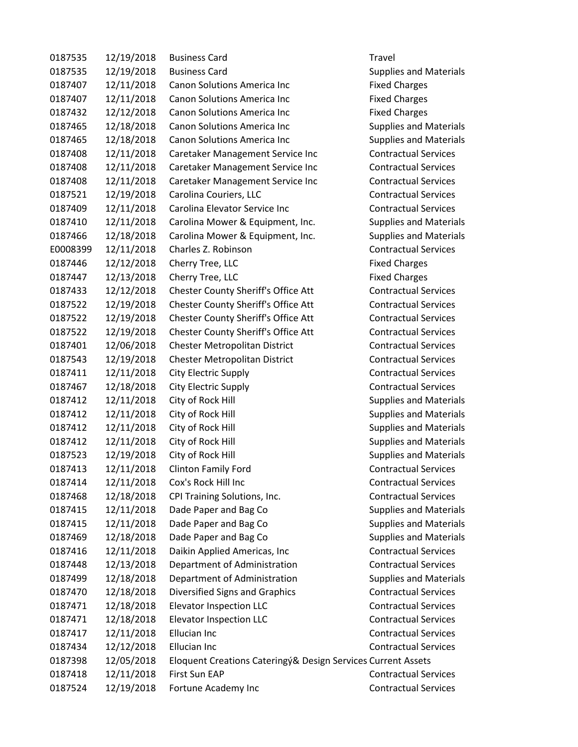| | | | |
|---|---|---|---|
| 0187535 | 12/19/2018 | Business Card | Travel |
| 0187535 | 12/19/2018 | Business Card | Supplies and Materials |
| 0187407 | 12/11/2018 | Canon Solutions America Inc | Fixed Charges |
| 0187407 | 12/11/2018 | Canon Solutions America Inc | Fixed Charges |
| 0187432 | 12/12/2018 | Canon Solutions America Inc | Fixed Charges |
| 0187465 | 12/18/2018 | Canon Solutions America Inc | Supplies and Materials |
| 0187465 | 12/18/2018 | Canon Solutions America Inc | Supplies and Materials |
| 0187408 | 12/11/2018 | Caretaker Management Service Inc | Contractual Services |
| 0187408 | 12/11/2018 | Caretaker Management Service Inc | Contractual Services |
| 0187408 | 12/11/2018 | Caretaker Management Service Inc | Contractual Services |
| 0187521 | 12/19/2018 | Carolina Couriers, LLC | Contractual Services |
| 0187409 | 12/11/2018 | Carolina Elevator Service Inc | Contractual Services |
| 0187410 | 12/11/2018 | Carolina Mower & Equipment, Inc. | Supplies and Materials |
| 0187466 | 12/18/2018 | Carolina Mower & Equipment, Inc. | Supplies and Materials |
| E0008399 | 12/11/2018 | Charles Z. Robinson | Contractual Services |
| 0187446 | 12/12/2018 | Cherry Tree, LLC | Fixed Charges |
| 0187447 | 12/13/2018 | Cherry Tree, LLC | Fixed Charges |
| 0187433 | 12/12/2018 | Chester County Sheriff's Office Att | Contractual Services |
| 0187522 | 12/19/2018 | Chester County Sheriff's Office Att | Contractual Services |
| 0187522 | 12/19/2018 | Chester County Sheriff's Office Att | Contractual Services |
| 0187522 | 12/19/2018 | Chester County Sheriff's Office Att | Contractual Services |
| 0187401 | 12/06/2018 | Chester Metropolitan District | Contractual Services |
| 0187543 | 12/19/2018 | Chester Metropolitan District | Contractual Services |
| 0187411 | 12/11/2018 | City Electric Supply | Contractual Services |
| 0187467 | 12/18/2018 | City Electric Supply | Contractual Services |
| 0187412 | 12/11/2018 | City of Rock Hill | Supplies and Materials |
| 0187412 | 12/11/2018 | City of Rock Hill | Supplies and Materials |
| 0187412 | 12/11/2018 | City of Rock Hill | Supplies and Materials |
| 0187412 | 12/11/2018 | City of Rock Hill | Supplies and Materials |
| 0187523 | 12/19/2018 | City of Rock Hill | Supplies and Materials |
| 0187413 | 12/11/2018 | Clinton Family Ford | Contractual Services |
| 0187414 | 12/11/2018 | Cox's Rock Hill Inc | Contractual Services |
| 0187468 | 12/18/2018 | CPI Training Solutions, Inc. | Contractual Services |
| 0187415 | 12/11/2018 | Dade Paper and Bag Co | Supplies and Materials |
| 0187415 | 12/11/2018 | Dade Paper and Bag Co | Supplies and Materials |
| 0187469 | 12/18/2018 | Dade Paper and Bag Co | Supplies and Materials |
| 0187416 | 12/11/2018 | Daikin Applied Americas, Inc | Contractual Services |
| 0187448 | 12/13/2018 | Department of Administration | Contractual Services |
| 0187499 | 12/18/2018 | Department of Administration | Supplies and Materials |
| 0187470 | 12/18/2018 | Diversified Signs and Graphics | Contractual Services |
| 0187471 | 12/18/2018 | Elevator Inspection LLC | Contractual Services |
| 0187471 | 12/18/2018 | Elevator Inspection LLC | Contractual Services |
| 0187417 | 12/11/2018 | Ellucian Inc | Contractual Services |
| 0187434 | 12/12/2018 | Ellucian Inc | Contractual Services |
| 0187398 | 12/05/2018 | Eloquent Creations Cateringý& Design Services | Current Assets |
| 0187418 | 12/11/2018 | First Sun EAP | Contractual Services |
| 0187524 | 12/19/2018 | Fortune Academy Inc | Contractual Services |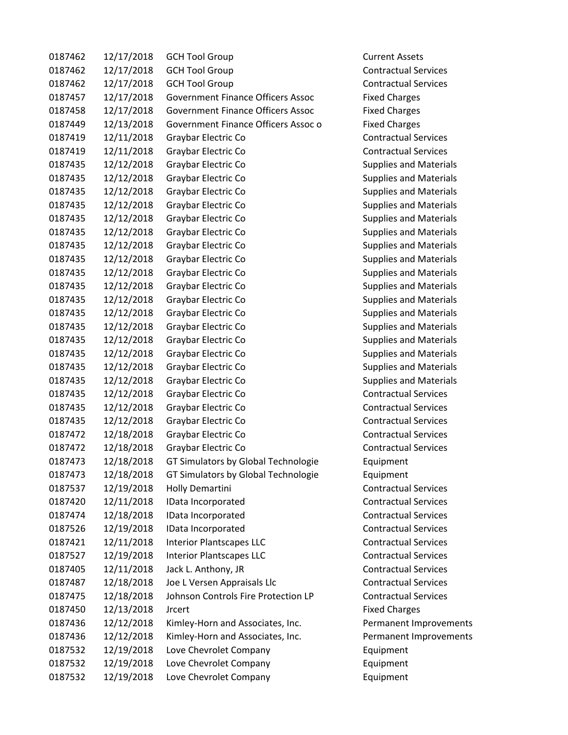| | | | |
|---|---|---|---|
| 0187462 | 12/17/2018 | GCH Tool Group | Current Assets |
| 0187462 | 12/17/2018 | GCH Tool Group | Contractual Services |
| 0187462 | 12/17/2018 | GCH Tool Group | Contractual Services |
| 0187457 | 12/17/2018 | Government Finance Officers Assoc | Fixed Charges |
| 0187458 | 12/17/2018 | Government Finance Officers Assoc | Fixed Charges |
| 0187449 | 12/13/2018 | Government Finance Officers Assoc o | Fixed Charges |
| 0187419 | 12/11/2018 | Graybar Electric Co | Contractual Services |
| 0187419 | 12/11/2018 | Graybar Electric Co | Contractual Services |
| 0187435 | 12/12/2018 | Graybar Electric Co | Supplies and Materials |
| 0187435 | 12/12/2018 | Graybar Electric Co | Supplies and Materials |
| 0187435 | 12/12/2018 | Graybar Electric Co | Supplies and Materials |
| 0187435 | 12/12/2018 | Graybar Electric Co | Supplies and Materials |
| 0187435 | 12/12/2018 | Graybar Electric Co | Supplies and Materials |
| 0187435 | 12/12/2018 | Graybar Electric Co | Supplies and Materials |
| 0187435 | 12/12/2018 | Graybar Electric Co | Supplies and Materials |
| 0187435 | 12/12/2018 | Graybar Electric Co | Supplies and Materials |
| 0187435 | 12/12/2018 | Graybar Electric Co | Supplies and Materials |
| 0187435 | 12/12/2018 | Graybar Electric Co | Supplies and Materials |
| 0187435 | 12/12/2018 | Graybar Electric Co | Supplies and Materials |
| 0187435 | 12/12/2018 | Graybar Electric Co | Supplies and Materials |
| 0187435 | 12/12/2018 | Graybar Electric Co | Supplies and Materials |
| 0187435 | 12/12/2018 | Graybar Electric Co | Supplies and Materials |
| 0187435 | 12/12/2018 | Graybar Electric Co | Supplies and Materials |
| 0187435 | 12/12/2018 | Graybar Electric Co | Supplies and Materials |
| 0187435 | 12/12/2018 | Graybar Electric Co | Supplies and Materials |
| 0187435 | 12/12/2018 | Graybar Electric Co | Contractual Services |
| 0187435 | 12/12/2018 | Graybar Electric Co | Contractual Services |
| 0187435 | 12/12/2018 | Graybar Electric Co | Contractual Services |
| 0187472 | 12/18/2018 | Graybar Electric Co | Contractual Services |
| 0187472 | 12/18/2018 | Graybar Electric Co | Contractual Services |
| 0187473 | 12/18/2018 | GT Simulators by Global Technologie | Equipment |
| 0187473 | 12/18/2018 | GT Simulators by Global Technologie | Equipment |
| 0187537 | 12/19/2018 | Holly Demartini | Contractual Services |
| 0187420 | 12/11/2018 | IData Incorporated | Contractual Services |
| 0187474 | 12/18/2018 | IData Incorporated | Contractual Services |
| 0187526 | 12/19/2018 | IData Incorporated | Contractual Services |
| 0187421 | 12/11/2018 | Interior Plantscapes LLC | Contractual Services |
| 0187527 | 12/19/2018 | Interior Plantscapes LLC | Contractual Services |
| 0187405 | 12/11/2018 | Jack L. Anthony, JR | Contractual Services |
| 0187487 | 12/18/2018 | Joe L Versen Appraisals Llc | Contractual Services |
| 0187475 | 12/18/2018 | Johnson Controls Fire Protection LP | Contractual Services |
| 0187450 | 12/13/2018 | Jrcert | Fixed Charges |
| 0187436 | 12/12/2018 | Kimley-Horn and Associates, Inc. | Permanent Improvements |
| 0187436 | 12/12/2018 | Kimley-Horn and Associates, Inc. | Permanent Improvements |
| 0187532 | 12/19/2018 | Love Chevrolet Company | Equipment |
| 0187532 | 12/19/2018 | Love Chevrolet Company | Equipment |
| 0187532 | 12/19/2018 | Love Chevrolet Company | Equipment |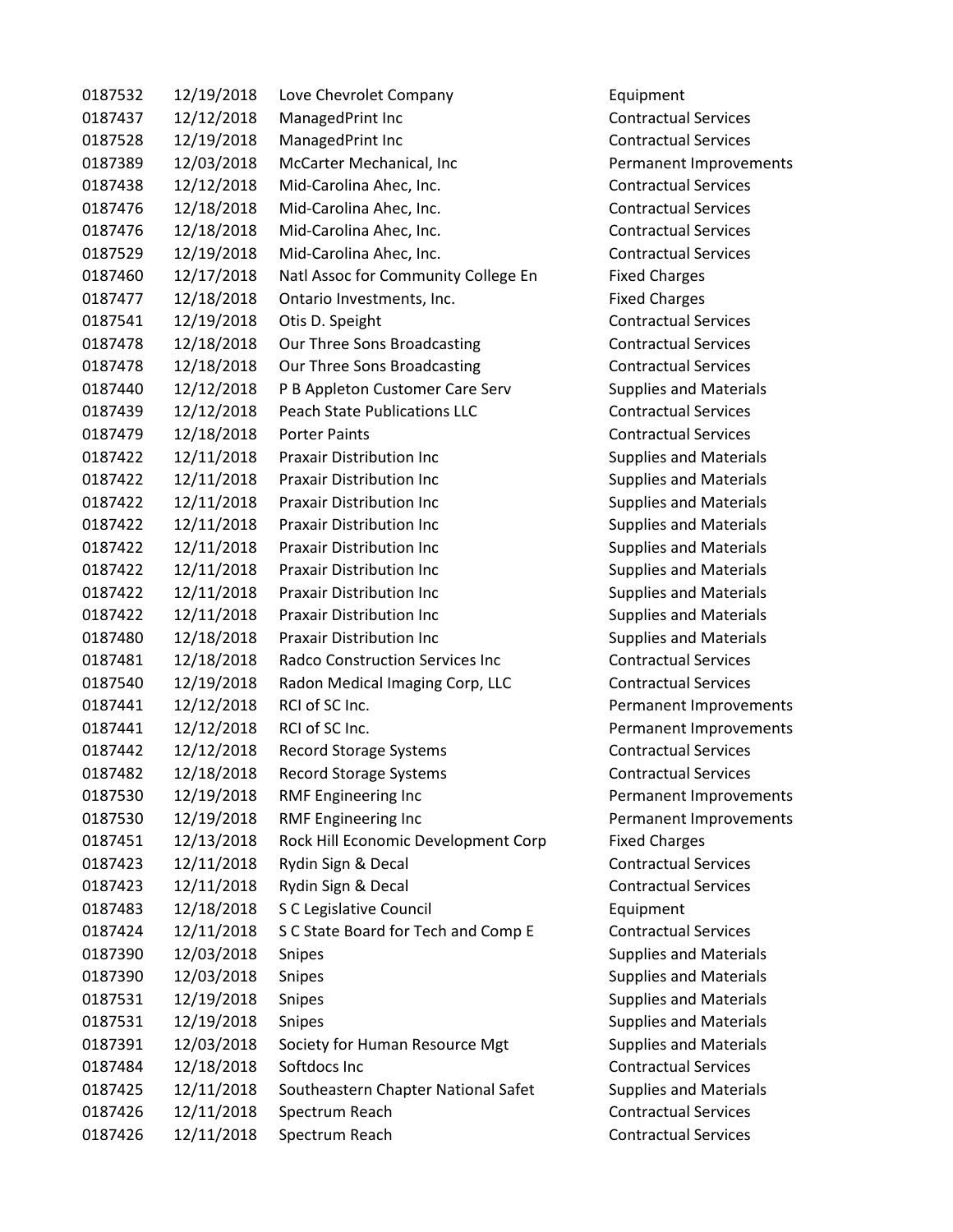| | | | |
|---|---|---|---|
| 0187532 | 12/19/2018 | Love Chevrolet Company | Equipment |
| 0187437 | 12/12/2018 | ManagedPrint Inc | Contractual Services |
| 0187528 | 12/19/2018 | ManagedPrint Inc | Contractual Services |
| 0187389 | 12/03/2018 | McCarter Mechanical, Inc | Permanent Improvements |
| 0187438 | 12/12/2018 | Mid-Carolina Ahec, Inc. | Contractual Services |
| 0187476 | 12/18/2018 | Mid-Carolina Ahec, Inc. | Contractual Services |
| 0187476 | 12/18/2018 | Mid-Carolina Ahec, Inc. | Contractual Services |
| 0187529 | 12/19/2018 | Mid-Carolina Ahec, Inc. | Contractual Services |
| 0187460 | 12/17/2018 | Natl Assoc for Community College En | Fixed Charges |
| 0187477 | 12/18/2018 | Ontario Investments, Inc. | Fixed Charges |
| 0187541 | 12/19/2018 | Otis D. Speight | Contractual Services |
| 0187478 | 12/18/2018 | Our Three Sons Broadcasting | Contractual Services |
| 0187478 | 12/18/2018 | Our Three Sons Broadcasting | Contractual Services |
| 0187440 | 12/12/2018 | P B Appleton Customer Care Serv | Supplies and Materials |
| 0187439 | 12/12/2018 | Peach State Publications LLC | Contractual Services |
| 0187479 | 12/18/2018 | Porter Paints | Contractual Services |
| 0187422 | 12/11/2018 | Praxair Distribution Inc | Supplies and Materials |
| 0187422 | 12/11/2018 | Praxair Distribution Inc | Supplies and Materials |
| 0187422 | 12/11/2018 | Praxair Distribution Inc | Supplies and Materials |
| 0187422 | 12/11/2018 | Praxair Distribution Inc | Supplies and Materials |
| 0187422 | 12/11/2018 | Praxair Distribution Inc | Supplies and Materials |
| 0187422 | 12/11/2018 | Praxair Distribution Inc | Supplies and Materials |
| 0187422 | 12/11/2018 | Praxair Distribution Inc | Supplies and Materials |
| 0187422 | 12/11/2018 | Praxair Distribution Inc | Supplies and Materials |
| 0187480 | 12/18/2018 | Praxair Distribution Inc | Supplies and Materials |
| 0187481 | 12/18/2018 | Radco Construction Services Inc | Contractual Services |
| 0187540 | 12/19/2018 | Radon Medical Imaging Corp, LLC | Contractual Services |
| 0187441 | 12/12/2018 | RCI of SC Inc. | Permanent Improvements |
| 0187441 | 12/12/2018 | RCI of SC Inc. | Permanent Improvements |
| 0187442 | 12/12/2018 | Record Storage Systems | Contractual Services |
| 0187482 | 12/18/2018 | Record Storage Systems | Contractual Services |
| 0187530 | 12/19/2018 | RMF Engineering Inc | Permanent Improvements |
| 0187530 | 12/19/2018 | RMF Engineering Inc | Permanent Improvements |
| 0187451 | 12/13/2018 | Rock Hill Economic Development Corp | Fixed Charges |
| 0187423 | 12/11/2018 | Rydin Sign & Decal | Contractual Services |
| 0187423 | 12/11/2018 | Rydin Sign & Decal | Contractual Services |
| 0187483 | 12/18/2018 | S C Legislative Council | Equipment |
| 0187424 | 12/11/2018 | S C State Board for Tech and Comp E | Contractual Services |
| 0187390 | 12/03/2018 | Snipes | Supplies and Materials |
| 0187390 | 12/03/2018 | Snipes | Supplies and Materials |
| 0187531 | 12/19/2018 | Snipes | Supplies and Materials |
| 0187531 | 12/19/2018 | Snipes | Supplies and Materials |
| 0187391 | 12/03/2018 | Society for Human Resource Mgt | Supplies and Materials |
| 0187484 | 12/18/2018 | Softdocs Inc | Contractual Services |
| 0187425 | 12/11/2018 | Southeastern Chapter National Safet | Supplies and Materials |
| 0187426 | 12/11/2018 | Spectrum Reach | Contractual Services |
| 0187426 | 12/11/2018 | Spectrum Reach | Contractual Services |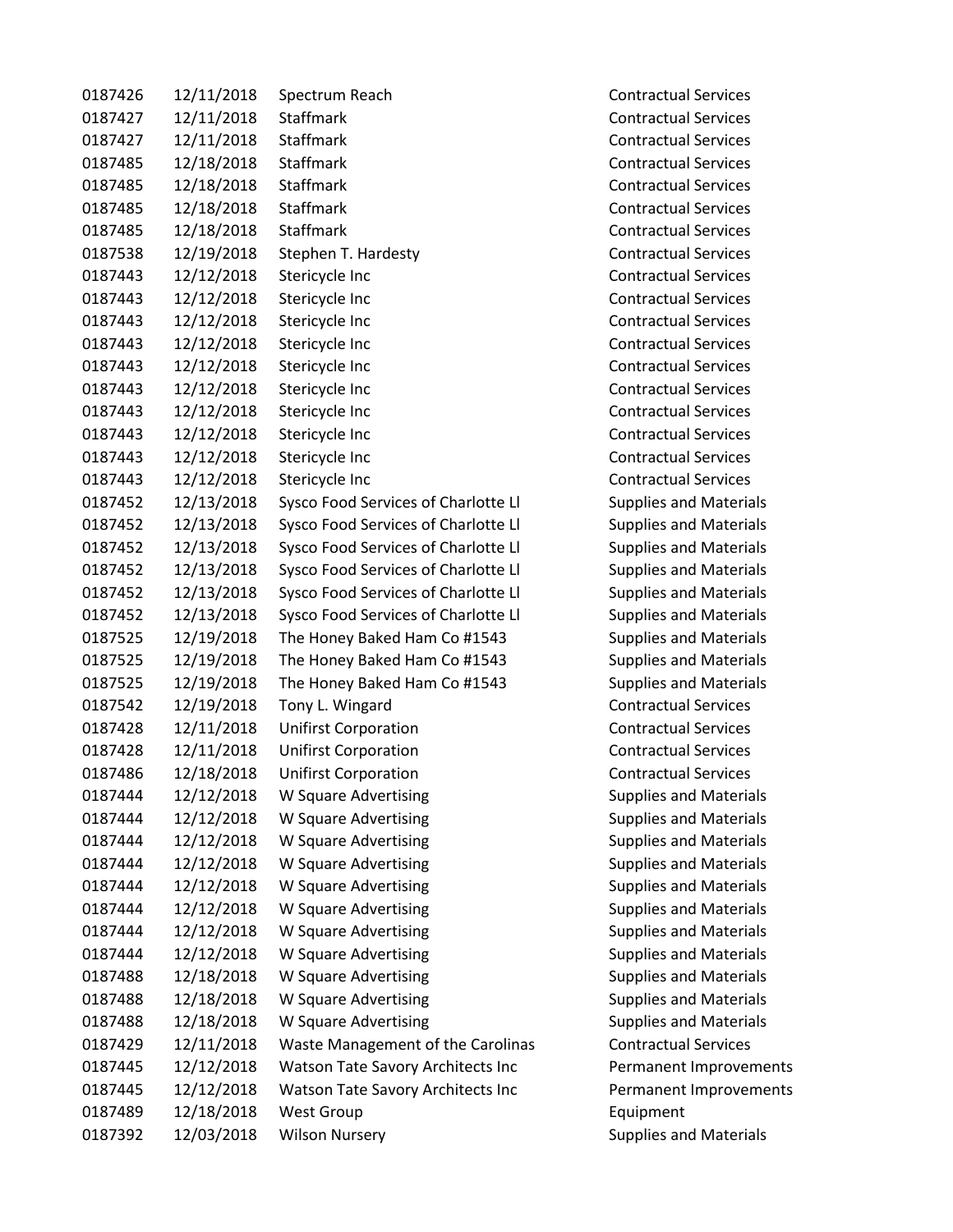| | | | |
|---|---|---|---|
| 0187426 | 12/11/2018 | Spectrum Reach | Contractual Services |
| 0187427 | 12/11/2018 | Staffmark | Contractual Services |
| 0187427 | 12/11/2018 | Staffmark | Contractual Services |
| 0187485 | 12/18/2018 | Staffmark | Contractual Services |
| 0187485 | 12/18/2018 | Staffmark | Contractual Services |
| 0187485 | 12/18/2018 | Staffmark | Contractual Services |
| 0187485 | 12/18/2018 | Staffmark | Contractual Services |
| 0187538 | 12/19/2018 | Stephen T. Hardesty | Contractual Services |
| 0187443 | 12/12/2018 | Stericycle Inc | Contractual Services |
| 0187443 | 12/12/2018 | Stericycle Inc | Contractual Services |
| 0187443 | 12/12/2018 | Stericycle Inc | Contractual Services |
| 0187443 | 12/12/2018 | Stericycle Inc | Contractual Services |
| 0187443 | 12/12/2018 | Stericycle Inc | Contractual Services |
| 0187443 | 12/12/2018 | Stericycle Inc | Contractual Services |
| 0187443 | 12/12/2018 | Stericycle Inc | Contractual Services |
| 0187443 | 12/12/2018 | Stericycle Inc | Contractual Services |
| 0187443 | 12/12/2018 | Stericycle Inc | Contractual Services |
| 0187443 | 12/12/2018 | Stericycle Inc | Contractual Services |
| 0187452 | 12/13/2018 | Sysco Food Services of Charlotte Ll | Supplies and Materials |
| 0187452 | 12/13/2018 | Sysco Food Services of Charlotte Ll | Supplies and Materials |
| 0187452 | 12/13/2018 | Sysco Food Services of Charlotte Ll | Supplies and Materials |
| 0187452 | 12/13/2018 | Sysco Food Services of Charlotte Ll | Supplies and Materials |
| 0187452 | 12/13/2018 | Sysco Food Services of Charlotte Ll | Supplies and Materials |
| 0187452 | 12/13/2018 | Sysco Food Services of Charlotte Ll | Supplies and Materials |
| 0187525 | 12/19/2018 | The Honey Baked Ham Co #1543 | Supplies and Materials |
| 0187525 | 12/19/2018 | The Honey Baked Ham Co #1543 | Supplies and Materials |
| 0187525 | 12/19/2018 | The Honey Baked Ham Co #1543 | Supplies and Materials |
| 0187542 | 12/19/2018 | Tony L. Wingard | Contractual Services |
| 0187428 | 12/11/2018 | Unifirst Corporation | Contractual Services |
| 0187428 | 12/11/2018 | Unifirst Corporation | Contractual Services |
| 0187486 | 12/18/2018 | Unifirst Corporation | Contractual Services |
| 0187444 | 12/12/2018 | W Square Advertising | Supplies and Materials |
| 0187444 | 12/12/2018 | W Square Advertising | Supplies and Materials |
| 0187444 | 12/12/2018 | W Square Advertising | Supplies and Materials |
| 0187444 | 12/12/2018 | W Square Advertising | Supplies and Materials |
| 0187444 | 12/12/2018 | W Square Advertising | Supplies and Materials |
| 0187444 | 12/12/2018 | W Square Advertising | Supplies and Materials |
| 0187444 | 12/12/2018 | W Square Advertising | Supplies and Materials |
| 0187444 | 12/12/2018 | W Square Advertising | Supplies and Materials |
| 0187488 | 12/18/2018 | W Square Advertising | Supplies and Materials |
| 0187488 | 12/18/2018 | W Square Advertising | Supplies and Materials |
| 0187488 | 12/18/2018 | W Square Advertising | Supplies and Materials |
| 0187429 | 12/11/2018 | Waste Management of the Carolinas | Contractual Services |
| 0187445 | 12/12/2018 | Watson Tate Savory Architects Inc | Permanent Improvements |
| 0187445 | 12/12/2018 | Watson Tate Savory Architects Inc | Permanent Improvements |
| 0187489 | 12/18/2018 | West Group | Equipment |
| 0187392 | 12/03/2018 | Wilson Nursery | Supplies and Materials |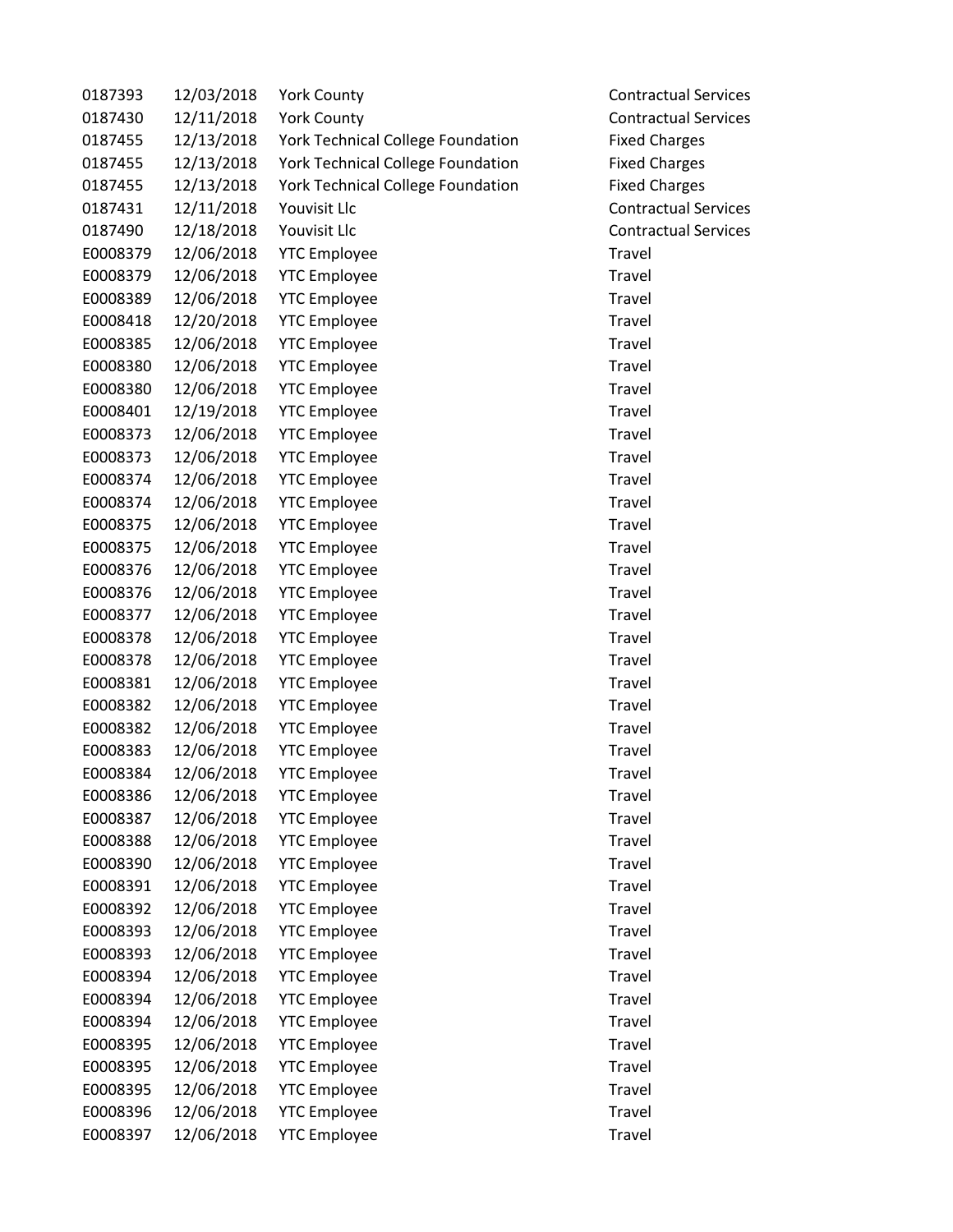| | | | |
|---|---|---|---|
| 0187393 | 12/03/2018 | York County | Contractual Services |
| 0187430 | 12/11/2018 | York County | Contractual Services |
| 0187455 | 12/13/2018 | York Technical College Foundation | Fixed Charges |
| 0187455 | 12/13/2018 | York Technical College Foundation | Fixed Charges |
| 0187455 | 12/13/2018 | York Technical College Foundation | Fixed Charges |
| 0187431 | 12/11/2018 | Youvisit Llc | Contractual Services |
| 0187490 | 12/18/2018 | Youvisit Llc | Contractual Services |
| E0008379 | 12/06/2018 | YTC Employee | Travel |
| E0008379 | 12/06/2018 | YTC Employee | Travel |
| E0008389 | 12/06/2018 | YTC Employee | Travel |
| E0008418 | 12/20/2018 | YTC Employee | Travel |
| E0008385 | 12/06/2018 | YTC Employee | Travel |
| E0008380 | 12/06/2018 | YTC Employee | Travel |
| E0008380 | 12/06/2018 | YTC Employee | Travel |
| E0008401 | 12/19/2018 | YTC Employee | Travel |
| E0008373 | 12/06/2018 | YTC Employee | Travel |
| E0008373 | 12/06/2018 | YTC Employee | Travel |
| E0008374 | 12/06/2018 | YTC Employee | Travel |
| E0008374 | 12/06/2018 | YTC Employee | Travel |
| E0008375 | 12/06/2018 | YTC Employee | Travel |
| E0008375 | 12/06/2018 | YTC Employee | Travel |
| E0008376 | 12/06/2018 | YTC Employee | Travel |
| E0008376 | 12/06/2018 | YTC Employee | Travel |
| E0008377 | 12/06/2018 | YTC Employee | Travel |
| E0008378 | 12/06/2018 | YTC Employee | Travel |
| E0008378 | 12/06/2018 | YTC Employee | Travel |
| E0008381 | 12/06/2018 | YTC Employee | Travel |
| E0008382 | 12/06/2018 | YTC Employee | Travel |
| E0008382 | 12/06/2018 | YTC Employee | Travel |
| E0008383 | 12/06/2018 | YTC Employee | Travel |
| E0008384 | 12/06/2018 | YTC Employee | Travel |
| E0008386 | 12/06/2018 | YTC Employee | Travel |
| E0008387 | 12/06/2018 | YTC Employee | Travel |
| E0008388 | 12/06/2018 | YTC Employee | Travel |
| E0008390 | 12/06/2018 | YTC Employee | Travel |
| E0008391 | 12/06/2018 | YTC Employee | Travel |
| E0008392 | 12/06/2018 | YTC Employee | Travel |
| E0008393 | 12/06/2018 | YTC Employee | Travel |
| E0008393 | 12/06/2018 | YTC Employee | Travel |
| E0008394 | 12/06/2018 | YTC Employee | Travel |
| E0008394 | 12/06/2018 | YTC Employee | Travel |
| E0008394 | 12/06/2018 | YTC Employee | Travel |
| E0008395 | 12/06/2018 | YTC Employee | Travel |
| E0008395 | 12/06/2018 | YTC Employee | Travel |
| E0008395 | 12/06/2018 | YTC Employee | Travel |
| E0008396 | 12/06/2018 | YTC Employee | Travel |
| E0008397 | 12/06/2018 | YTC Employee | Travel |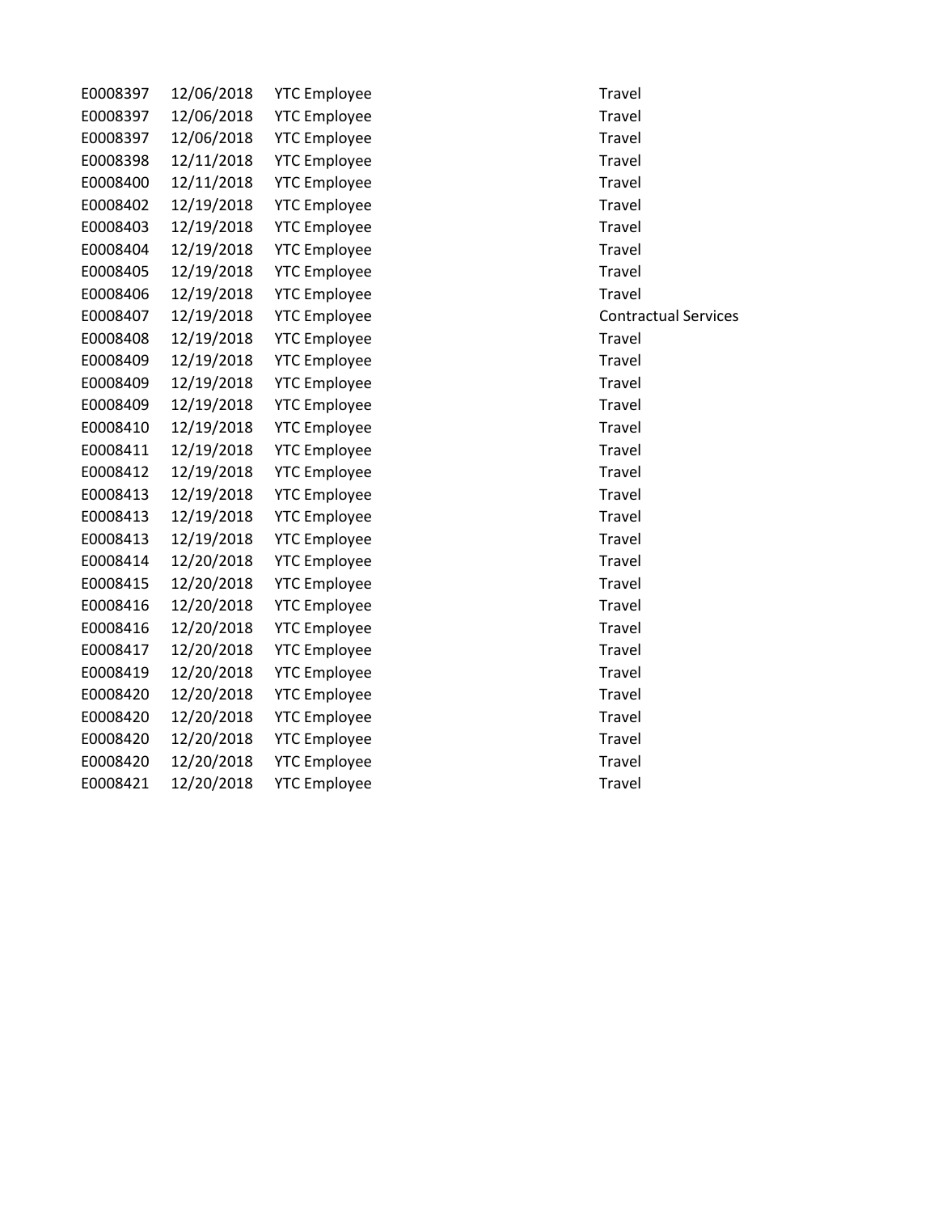| | | | |
|---|---|---|---|
| E0008397 | 12/06/2018 | YTC Employee | Travel |
| E0008397 | 12/06/2018 | YTC Employee | Travel |
| E0008397 | 12/06/2018 | YTC Employee | Travel |
| E0008398 | 12/11/2018 | YTC Employee | Travel |
| E0008400 | 12/11/2018 | YTC Employee | Travel |
| E0008402 | 12/19/2018 | YTC Employee | Travel |
| E0008403 | 12/19/2018 | YTC Employee | Travel |
| E0008404 | 12/19/2018 | YTC Employee | Travel |
| E0008405 | 12/19/2018 | YTC Employee | Travel |
| E0008406 | 12/19/2018 | YTC Employee | Travel |
| E0008407 | 12/19/2018 | YTC Employee | Contractual Services |
| E0008408 | 12/19/2018 | YTC Employee | Travel |
| E0008409 | 12/19/2018 | YTC Employee | Travel |
| E0008409 | 12/19/2018 | YTC Employee | Travel |
| E0008409 | 12/19/2018 | YTC Employee | Travel |
| E0008410 | 12/19/2018 | YTC Employee | Travel |
| E0008411 | 12/19/2018 | YTC Employee | Travel |
| E0008412 | 12/19/2018 | YTC Employee | Travel |
| E0008413 | 12/19/2018 | YTC Employee | Travel |
| E0008413 | 12/19/2018 | YTC Employee | Travel |
| E0008413 | 12/19/2018 | YTC Employee | Travel |
| E0008414 | 12/20/2018 | YTC Employee | Travel |
| E0008415 | 12/20/2018 | YTC Employee | Travel |
| E0008416 | 12/20/2018 | YTC Employee | Travel |
| E0008416 | 12/20/2018 | YTC Employee | Travel |
| E0008417 | 12/20/2018 | YTC Employee | Travel |
| E0008419 | 12/20/2018 | YTC Employee | Travel |
| E0008420 | 12/20/2018 | YTC Employee | Travel |
| E0008420 | 12/20/2018 | YTC Employee | Travel |
| E0008420 | 12/20/2018 | YTC Employee | Travel |
| E0008420 | 12/20/2018 | YTC Employee | Travel |
| E0008421 | 12/20/2018 | YTC Employee | Travel |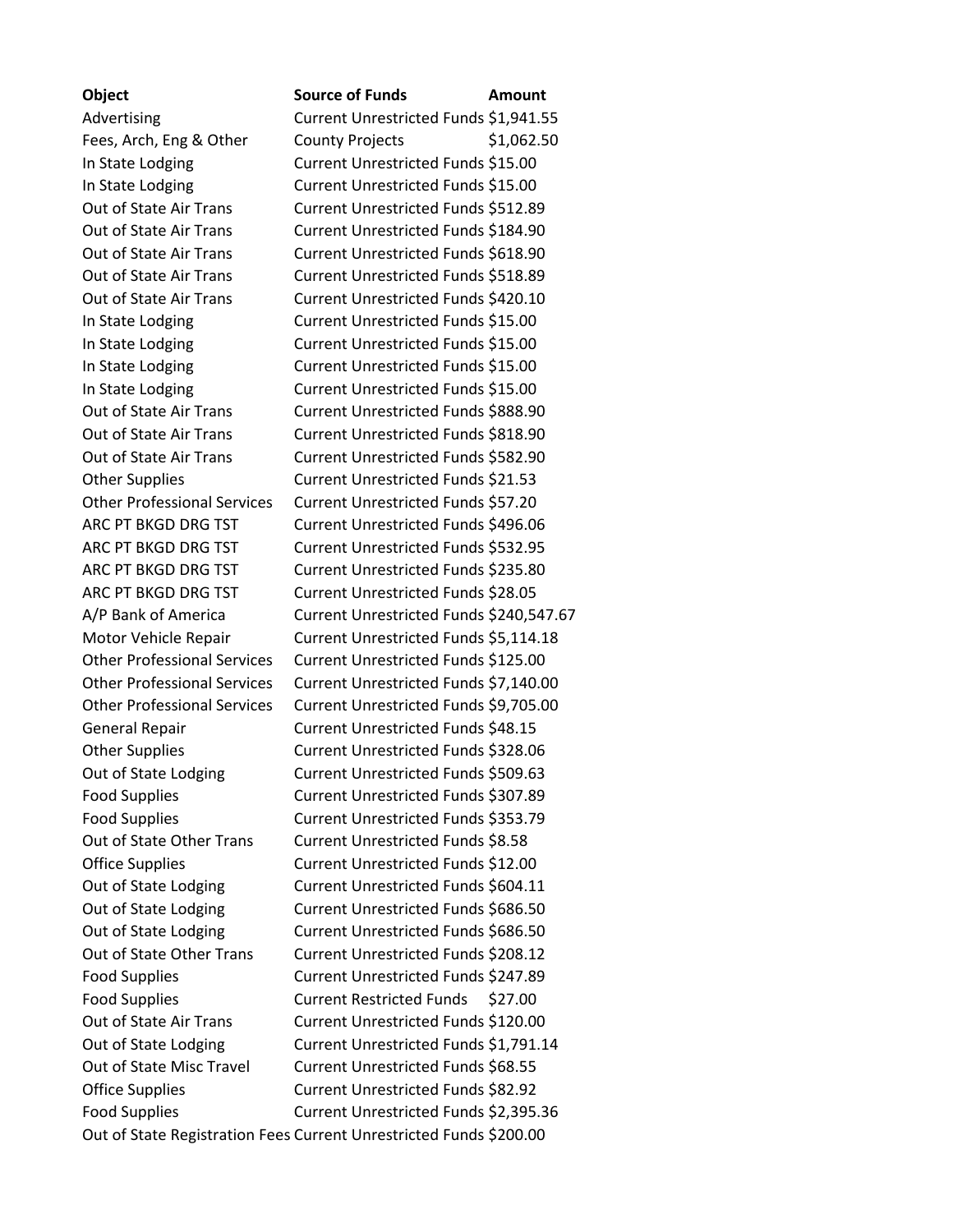| Object | Source of Funds | Amount |
| --- | --- | --- |
| Advertising | Current Unrestricted Funds | $1,941.55 |
| Fees, Arch, Eng & Other | County Projects | $1,062.50 |
| In State Lodging | Current Unrestricted Funds | $15.00 |
| In State Lodging | Current Unrestricted Funds | $15.00 |
| Out of State Air Trans | Current Unrestricted Funds | $512.89 |
| Out of State Air Trans | Current Unrestricted Funds | $184.90 |
| Out of State Air Trans | Current Unrestricted Funds | $618.90 |
| Out of State Air Trans | Current Unrestricted Funds | $518.89 |
| Out of State Air Trans | Current Unrestricted Funds | $420.10 |
| In State Lodging | Current Unrestricted Funds | $15.00 |
| In State Lodging | Current Unrestricted Funds | $15.00 |
| In State Lodging | Current Unrestricted Funds | $15.00 |
| In State Lodging | Current Unrestricted Funds | $15.00 |
| Out of State Air Trans | Current Unrestricted Funds | $888.90 |
| Out of State Air Trans | Current Unrestricted Funds | $818.90 |
| Out of State Air Trans | Current Unrestricted Funds | $582.90 |
| Other Supplies | Current Unrestricted Funds | $21.53 |
| Other Professional Services | Current Unrestricted Funds | $57.20 |
| ARC PT BKGD DRG TST | Current Unrestricted Funds | $496.06 |
| ARC PT BKGD DRG TST | Current Unrestricted Funds | $532.95 |
| ARC PT BKGD DRG TST | Current Unrestricted Funds | $235.80 |
| ARC PT BKGD DRG TST | Current Unrestricted Funds | $28.05 |
| A/P Bank of America | Current Unrestricted Funds | $240,547.67 |
| Motor Vehicle Repair | Current Unrestricted Funds | $5,114.18 |
| Other Professional Services | Current Unrestricted Funds | $125.00 |
| Other Professional Services | Current Unrestricted Funds | $7,140.00 |
| Other Professional Services | Current Unrestricted Funds | $9,705.00 |
| General Repair | Current Unrestricted Funds | $48.15 |
| Other Supplies | Current Unrestricted Funds | $328.06 |
| Out of State Lodging | Current Unrestricted Funds | $509.63 |
| Food Supplies | Current Unrestricted Funds | $307.89 |
| Food Supplies | Current Unrestricted Funds | $353.79 |
| Out of State Other Trans | Current Unrestricted Funds | $8.58 |
| Office Supplies | Current Unrestricted Funds | $12.00 |
| Out of State Lodging | Current Unrestricted Funds | $604.11 |
| Out of State Lodging | Current Unrestricted Funds | $686.50 |
| Out of State Lodging | Current Unrestricted Funds | $686.50 |
| Out of State Other Trans | Current Unrestricted Funds | $208.12 |
| Food Supplies | Current Unrestricted Funds | $247.89 |
| Food Supplies | Current Restricted Funds | $27.00 |
| Out of State Air Trans | Current Unrestricted Funds | $120.00 |
| Out of State Lodging | Current Unrestricted Funds | $1,791.14 |
| Out of State Misc Travel | Current Unrestricted Funds | $68.55 |
| Office Supplies | Current Unrestricted Funds | $82.92 |
| Food Supplies | Current Unrestricted Funds | $2,395.36 |
| Out of State Registration Fees | Current Unrestricted Funds | $200.00 |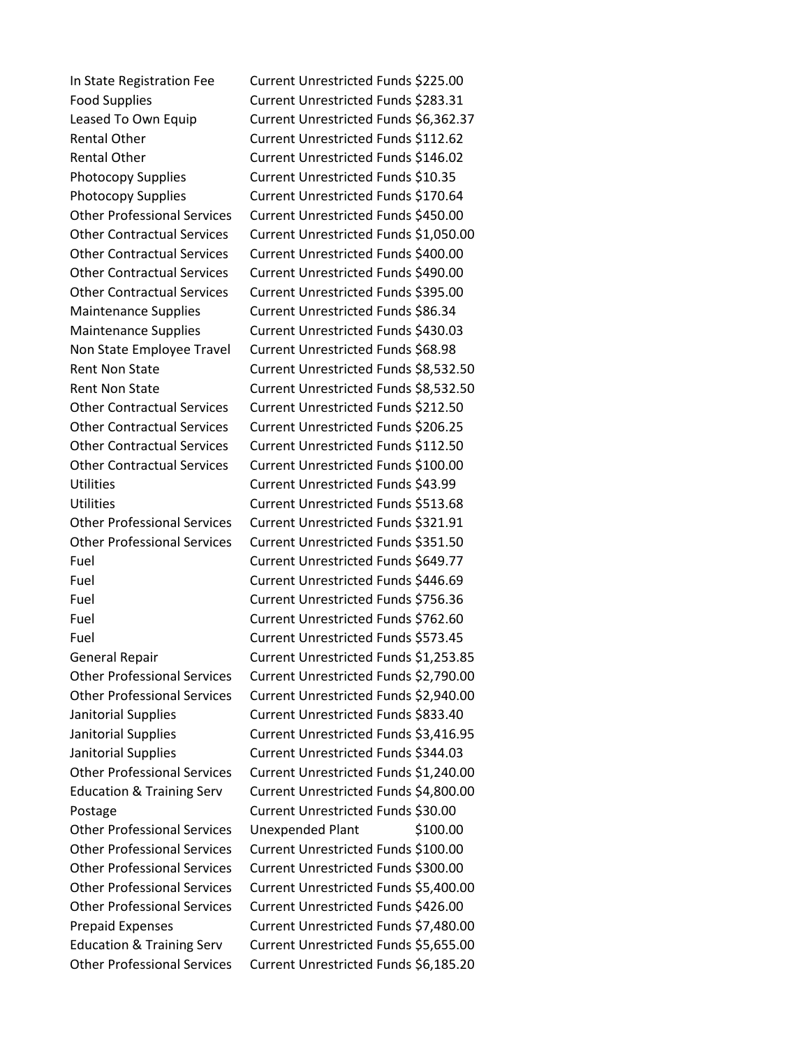| | | |
|---|---|---|
| In State Registration Fee | Current Unrestricted Funds | $225.00 |
| Food Supplies | Current Unrestricted Funds | $283.31 |
| Leased To Own Equip | Current Unrestricted Funds | $6,362.37 |
| Rental Other | Current Unrestricted Funds | $112.62 |
| Rental Other | Current Unrestricted Funds | $146.02 |
| Photocopy Supplies | Current Unrestricted Funds | $10.35 |
| Photocopy Supplies | Current Unrestricted Funds | $170.64 |
| Other Professional Services | Current Unrestricted Funds | $450.00 |
| Other Contractual Services | Current Unrestricted Funds | $1,050.00 |
| Other Contractual Services | Current Unrestricted Funds | $400.00 |
| Other Contractual Services | Current Unrestricted Funds | $490.00 |
| Other Contractual Services | Current Unrestricted Funds | $395.00 |
| Maintenance Supplies | Current Unrestricted Funds | $86.34 |
| Maintenance Supplies | Current Unrestricted Funds | $430.03 |
| Non State Employee Travel | Current Unrestricted Funds | $68.98 |
| Rent Non State | Current Unrestricted Funds | $8,532.50 |
| Rent Non State | Current Unrestricted Funds | $8,532.50 |
| Other Contractual Services | Current Unrestricted Funds | $212.50 |
| Other Contractual Services | Current Unrestricted Funds | $206.25 |
| Other Contractual Services | Current Unrestricted Funds | $112.50 |
| Other Contractual Services | Current Unrestricted Funds | $100.00 |
| Utilities | Current Unrestricted Funds | $43.99 |
| Utilities | Current Unrestricted Funds | $513.68 |
| Other Professional Services | Current Unrestricted Funds | $321.91 |
| Other Professional Services | Current Unrestricted Funds | $351.50 |
| Fuel | Current Unrestricted Funds | $649.77 |
| Fuel | Current Unrestricted Funds | $446.69 |
| Fuel | Current Unrestricted Funds | $756.36 |
| Fuel | Current Unrestricted Funds | $762.60 |
| Fuel | Current Unrestricted Funds | $573.45 |
| General Repair | Current Unrestricted Funds | $1,253.85 |
| Other Professional Services | Current Unrestricted Funds | $2,790.00 |
| Other Professional Services | Current Unrestricted Funds | $2,940.00 |
| Janitorial Supplies | Current Unrestricted Funds | $833.40 |
| Janitorial Supplies | Current Unrestricted Funds | $3,416.95 |
| Janitorial Supplies | Current Unrestricted Funds | $344.03 |
| Other Professional Services | Current Unrestricted Funds | $1,240.00 |
| Education & Training Serv | Current Unrestricted Funds | $4,800.00 |
| Postage | Current Unrestricted Funds | $30.00 |
| Other Professional Services | Unexpended Plant | $100.00 |
| Other Professional Services | Current Unrestricted Funds | $100.00 |
| Other Professional Services | Current Unrestricted Funds | $300.00 |
| Other Professional Services | Current Unrestricted Funds | $5,400.00 |
| Other Professional Services | Current Unrestricted Funds | $426.00 |
| Prepaid Expenses | Current Unrestricted Funds | $7,480.00 |
| Education & Training Serv | Current Unrestricted Funds | $5,655.00 |
| Other Professional Services | Current Unrestricted Funds | $6,185.20 |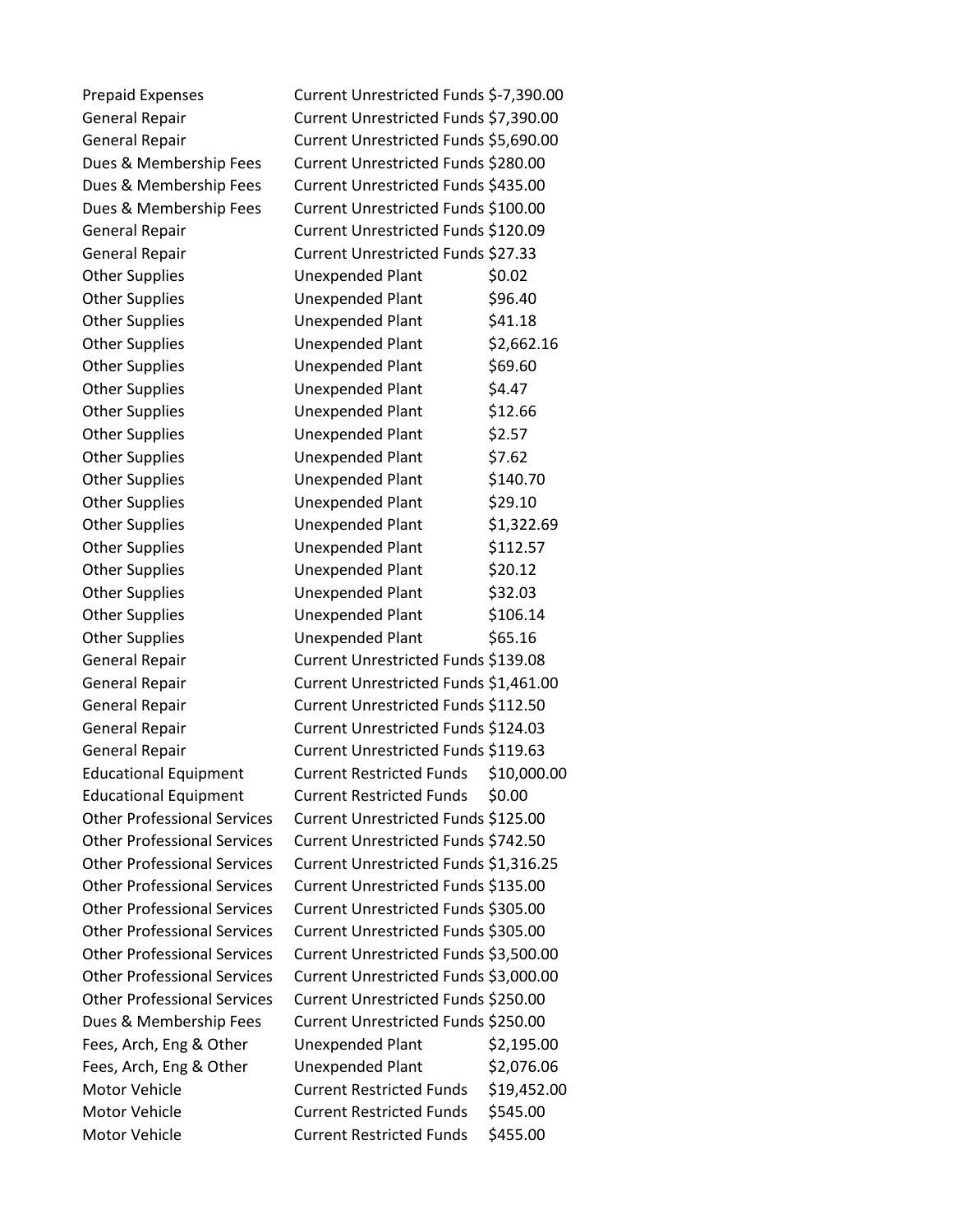| | | |
|---|---|---|
| Prepaid Expenses | Current Unrestricted Funds | $-7,390.00 |
| General Repair | Current Unrestricted Funds | $7,390.00 |
| General Repair | Current Unrestricted Funds | $5,690.00 |
| Dues & Membership Fees | Current Unrestricted Funds | $280.00 |
| Dues & Membership Fees | Current Unrestricted Funds | $435.00 |
| Dues & Membership Fees | Current Unrestricted Funds | $100.00 |
| General Repair | Current Unrestricted Funds | $120.09 |
| General Repair | Current Unrestricted Funds | $27.33 |
| Other Supplies | Unexpended Plant | $0.02 |
| Other Supplies | Unexpended Plant | $96.40 |
| Other Supplies | Unexpended Plant | $41.18 |
| Other Supplies | Unexpended Plant | $2,662.16 |
| Other Supplies | Unexpended Plant | $69.60 |
| Other Supplies | Unexpended Plant | $4.47 |
| Other Supplies | Unexpended Plant | $12.66 |
| Other Supplies | Unexpended Plant | $2.57 |
| Other Supplies | Unexpended Plant | $7.62 |
| Other Supplies | Unexpended Plant | $140.70 |
| Other Supplies | Unexpended Plant | $29.10 |
| Other Supplies | Unexpended Plant | $1,322.69 |
| Other Supplies | Unexpended Plant | $112.57 |
| Other Supplies | Unexpended Plant | $20.12 |
| Other Supplies | Unexpended Plant | $32.03 |
| Other Supplies | Unexpended Plant | $106.14 |
| Other Supplies | Unexpended Plant | $65.16 |
| General Repair | Current Unrestricted Funds | $139.08 |
| General Repair | Current Unrestricted Funds | $1,461.00 |
| General Repair | Current Unrestricted Funds | $112.50 |
| General Repair | Current Unrestricted Funds | $124.03 |
| General Repair | Current Unrestricted Funds | $119.63 |
| Educational Equipment | Current Restricted Funds | $10,000.00 |
| Educational Equipment | Current Restricted Funds | $0.00 |
| Other Professional Services | Current Unrestricted Funds | $125.00 |
| Other Professional Services | Current Unrestricted Funds | $742.50 |
| Other Professional Services | Current Unrestricted Funds | $1,316.25 |
| Other Professional Services | Current Unrestricted Funds | $135.00 |
| Other Professional Services | Current Unrestricted Funds | $305.00 |
| Other Professional Services | Current Unrestricted Funds | $305.00 |
| Other Professional Services | Current Unrestricted Funds | $3,500.00 |
| Other Professional Services | Current Unrestricted Funds | $3,000.00 |
| Other Professional Services | Current Unrestricted Funds | $250.00 |
| Dues & Membership Fees | Current Unrestricted Funds | $250.00 |
| Fees, Arch, Eng & Other | Unexpended Plant | $2,195.00 |
| Fees, Arch, Eng & Other | Unexpended Plant | $2,076.06 |
| Motor Vehicle | Current Restricted Funds | $19,452.00 |
| Motor Vehicle | Current Restricted Funds | $545.00 |
| Motor Vehicle | Current Restricted Funds | $455.00 |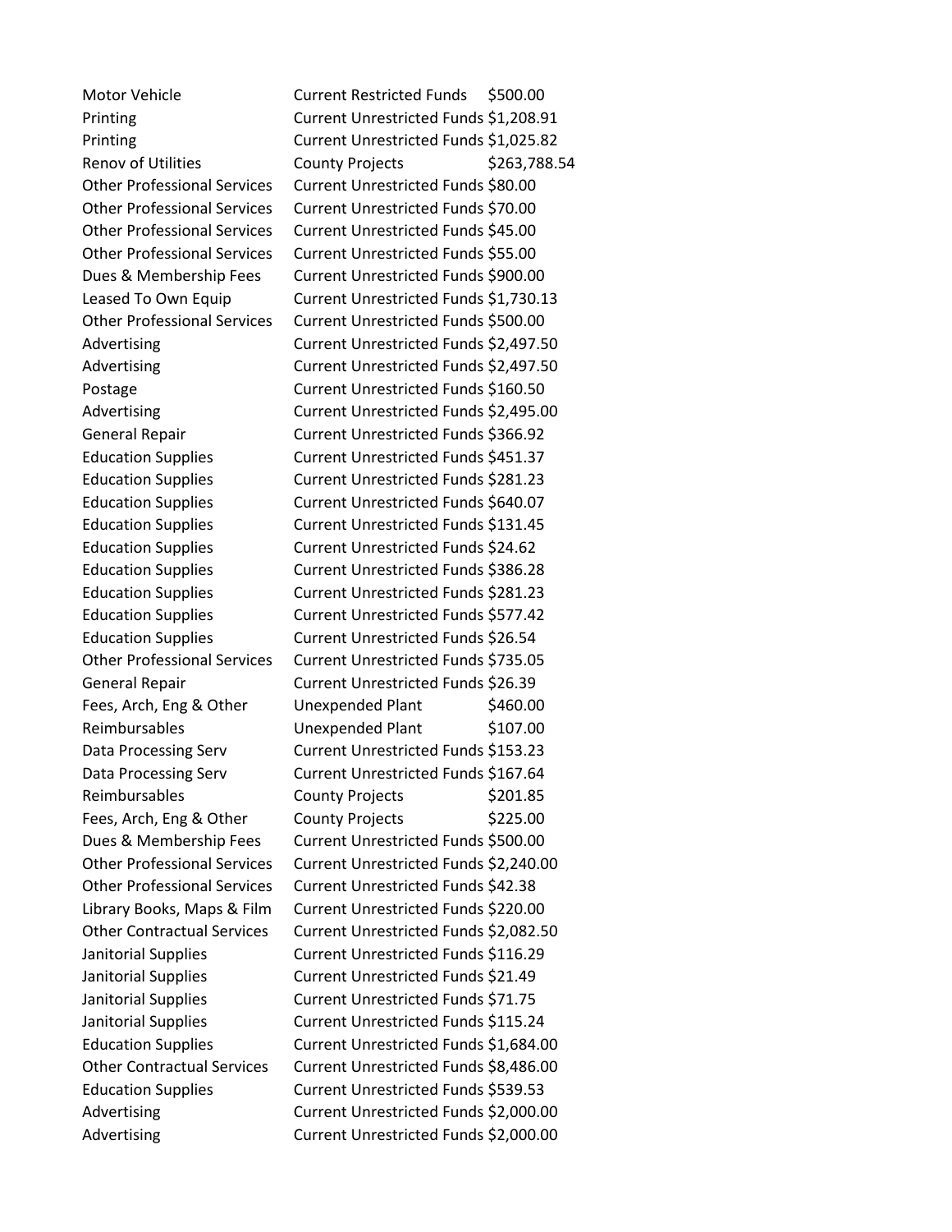| | | |
|---|---|---|
| Motor Vehicle | Current Restricted Funds | $500.00 |
| Printing | Current Unrestricted Funds | $1,208.91 |
| Printing | Current Unrestricted Funds | $1,025.82 |
| Renov of Utilities | County Projects | $263,788.54 |
| Other Professional Services | Current Unrestricted Funds | $80.00 |
| Other Professional Services | Current Unrestricted Funds | $70.00 |
| Other Professional Services | Current Unrestricted Funds | $45.00 |
| Other Professional Services | Current Unrestricted Funds | $55.00 |
| Dues & Membership Fees | Current Unrestricted Funds | $900.00 |
| Leased To Own Equip | Current Unrestricted Funds | $1,730.13 |
| Other Professional Services | Current Unrestricted Funds | $500.00 |
| Advertising | Current Unrestricted Funds | $2,497.50 |
| Advertising | Current Unrestricted Funds | $2,497.50 |
| Postage | Current Unrestricted Funds | $160.50 |
| Advertising | Current Unrestricted Funds | $2,495.00 |
| General Repair | Current Unrestricted Funds | $366.92 |
| Education Supplies | Current Unrestricted Funds | $451.37 |
| Education Supplies | Current Unrestricted Funds | $281.23 |
| Education Supplies | Current Unrestricted Funds | $640.07 |
| Education Supplies | Current Unrestricted Funds | $131.45 |
| Education Supplies | Current Unrestricted Funds | $24.62 |
| Education Supplies | Current Unrestricted Funds | $386.28 |
| Education Supplies | Current Unrestricted Funds | $281.23 |
| Education Supplies | Current Unrestricted Funds | $577.42 |
| Education Supplies | Current Unrestricted Funds | $26.54 |
| Other Professional Services | Current Unrestricted Funds | $735.05 |
| General Repair | Current Unrestricted Funds | $26.39 |
| Fees, Arch, Eng & Other | Unexpended Plant | $460.00 |
| Reimbursables | Unexpended Plant | $107.00 |
| Data Processing Serv | Current Unrestricted Funds | $153.23 |
| Data Processing Serv | Current Unrestricted Funds | $167.64 |
| Reimbursables | County Projects | $201.85 |
| Fees, Arch, Eng & Other | County Projects | $225.00 |
| Dues & Membership Fees | Current Unrestricted Funds | $500.00 |
| Other Professional Services | Current Unrestricted Funds | $2,240.00 |
| Other Professional Services | Current Unrestricted Funds | $42.38 |
| Library Books, Maps & Film | Current Unrestricted Funds | $220.00 |
| Other Contractual Services | Current Unrestricted Funds | $2,082.50 |
| Janitorial Supplies | Current Unrestricted Funds | $116.29 |
| Janitorial Supplies | Current Unrestricted Funds | $21.49 |
| Janitorial Supplies | Current Unrestricted Funds | $71.75 |
| Janitorial Supplies | Current Unrestricted Funds | $115.24 |
| Education Supplies | Current Unrestricted Funds | $1,684.00 |
| Other Contractual Services | Current Unrestricted Funds | $8,486.00 |
| Education Supplies | Current Unrestricted Funds | $539.53 |
| Advertising | Current Unrestricted Funds | $2,000.00 |
| Advertising | Current Unrestricted Funds | $2,000.00 |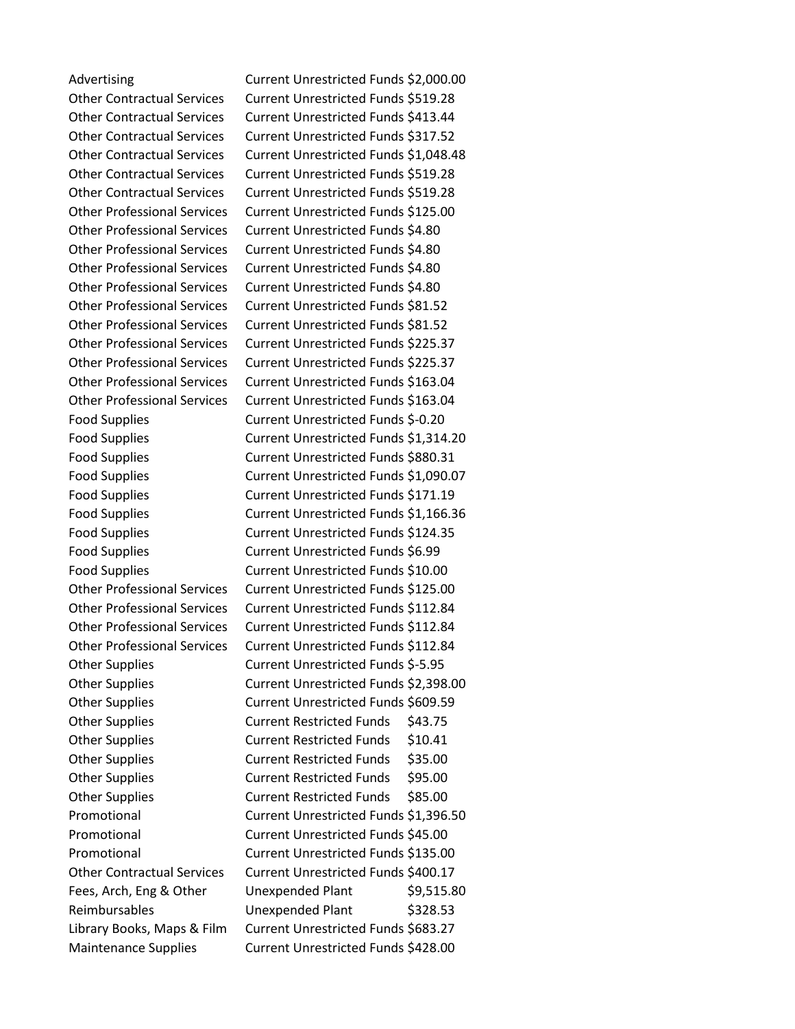| | | |
|---|---|---|
| Advertising | Current Unrestricted Funds | $2,000.00 |
| Other Contractual Services | Current Unrestricted Funds | $519.28 |
| Other Contractual Services | Current Unrestricted Funds | $413.44 |
| Other Contractual Services | Current Unrestricted Funds | $317.52 |
| Other Contractual Services | Current Unrestricted Funds | $1,048.48 |
| Other Contractual Services | Current Unrestricted Funds | $519.28 |
| Other Contractual Services | Current Unrestricted Funds | $519.28 |
| Other Professional Services | Current Unrestricted Funds | $125.00 |
| Other Professional Services | Current Unrestricted Funds | $4.80 |
| Other Professional Services | Current Unrestricted Funds | $4.80 |
| Other Professional Services | Current Unrestricted Funds | $4.80 |
| Other Professional Services | Current Unrestricted Funds | $4.80 |
| Other Professional Services | Current Unrestricted Funds | $81.52 |
| Other Professional Services | Current Unrestricted Funds | $81.52 |
| Other Professional Services | Current Unrestricted Funds | $225.37 |
| Other Professional Services | Current Unrestricted Funds | $225.37 |
| Other Professional Services | Current Unrestricted Funds | $163.04 |
| Other Professional Services | Current Unrestricted Funds | $163.04 |
| Food Supplies | Current Unrestricted Funds | $-0.20 |
| Food Supplies | Current Unrestricted Funds | $1,314.20 |
| Food Supplies | Current Unrestricted Funds | $880.31 |
| Food Supplies | Current Unrestricted Funds | $1,090.07 |
| Food Supplies | Current Unrestricted Funds | $171.19 |
| Food Supplies | Current Unrestricted Funds | $1,166.36 |
| Food Supplies | Current Unrestricted Funds | $124.35 |
| Food Supplies | Current Unrestricted Funds | $6.99 |
| Food Supplies | Current Unrestricted Funds | $10.00 |
| Other Professional Services | Current Unrestricted Funds | $125.00 |
| Other Professional Services | Current Unrestricted Funds | $112.84 |
| Other Professional Services | Current Unrestricted Funds | $112.84 |
| Other Professional Services | Current Unrestricted Funds | $112.84 |
| Other Supplies | Current Unrestricted Funds | $-5.95 |
| Other Supplies | Current Unrestricted Funds | $2,398.00 |
| Other Supplies | Current Unrestricted Funds | $609.59 |
| Other Supplies | Current Restricted Funds | $43.75 |
| Other Supplies | Current Restricted Funds | $10.41 |
| Other Supplies | Current Restricted Funds | $35.00 |
| Other Supplies | Current Restricted Funds | $95.00 |
| Other Supplies | Current Restricted Funds | $85.00 |
| Promotional | Current Unrestricted Funds | $1,396.50 |
| Promotional | Current Unrestricted Funds | $45.00 |
| Promotional | Current Unrestricted Funds | $135.00 |
| Other Contractual Services | Current Unrestricted Funds | $400.17 |
| Fees, Arch, Eng & Other | Unexpended Plant | $9,515.80 |
| Reimbursables | Unexpended Plant | $328.53 |
| Library Books, Maps & Film | Current Unrestricted Funds | $683.27 |
| Maintenance Supplies | Current Unrestricted Funds | $428.00 |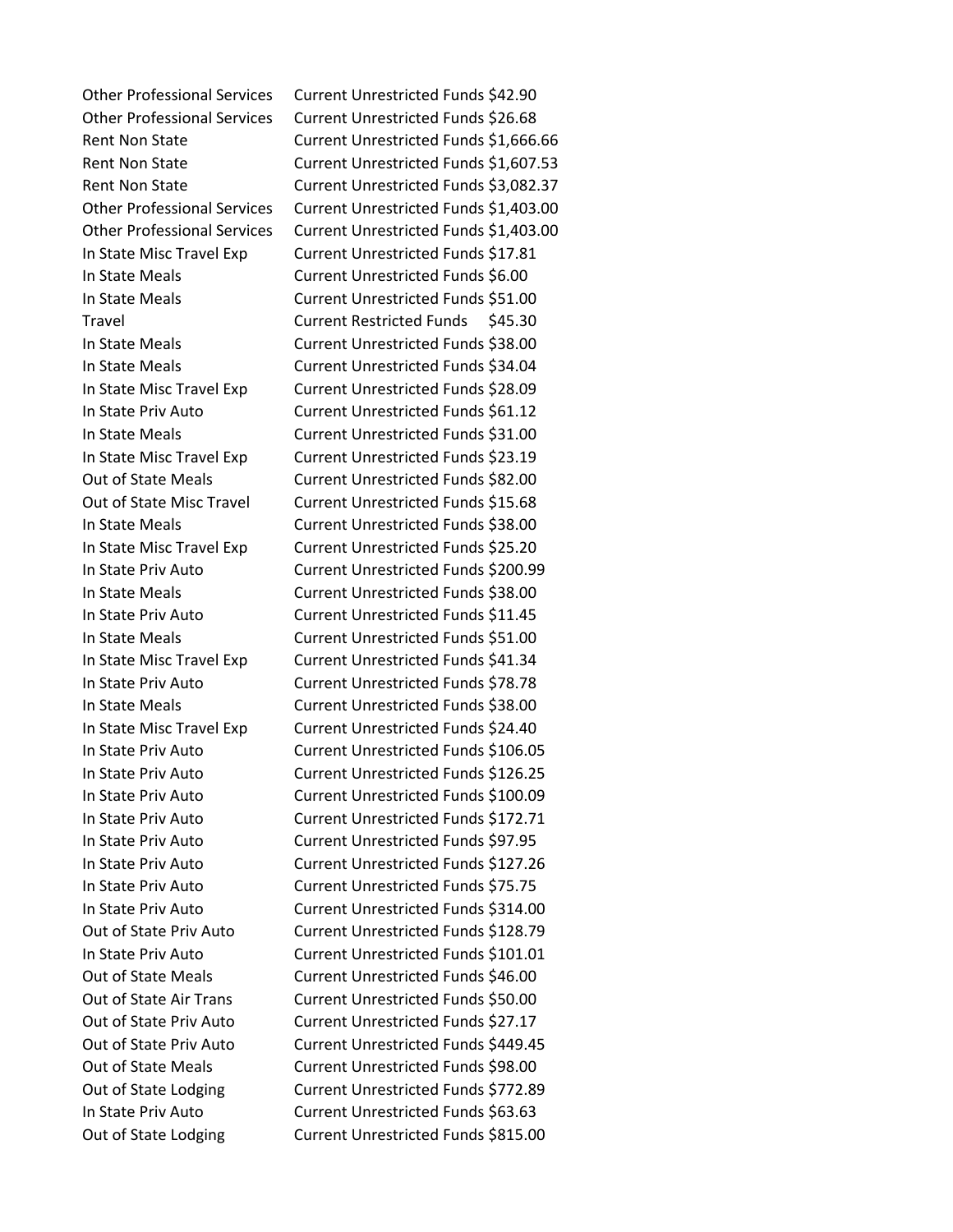| | | |
|---|---|---|
| Other Professional Services | Current Unrestricted Funds | $42.90 |
| Other Professional Services | Current Unrestricted Funds | $26.68 |
| Rent Non State | Current Unrestricted Funds | $1,666.66 |
| Rent Non State | Current Unrestricted Funds | $1,607.53 |
| Rent Non State | Current Unrestricted Funds | $3,082.37 |
| Other Professional Services | Current Unrestricted Funds | $1,403.00 |
| Other Professional Services | Current Unrestricted Funds | $1,403.00 |
| In State Misc Travel Exp | Current Unrestricted Funds | $17.81 |
| In State Meals | Current Unrestricted Funds | $6.00 |
| In State Meals | Current Unrestricted Funds | $51.00 |
| Travel | Current Restricted Funds | $45.30 |
| In State Meals | Current Unrestricted Funds | $38.00 |
| In State Meals | Current Unrestricted Funds | $34.04 |
| In State Misc Travel Exp | Current Unrestricted Funds | $28.09 |
| In State Priv Auto | Current Unrestricted Funds | $61.12 |
| In State Meals | Current Unrestricted Funds | $31.00 |
| In State Misc Travel Exp | Current Unrestricted Funds | $23.19 |
| Out of State Meals | Current Unrestricted Funds | $82.00 |
| Out of State Misc Travel | Current Unrestricted Funds | $15.68 |
| In State Meals | Current Unrestricted Funds | $38.00 |
| In State Misc Travel Exp | Current Unrestricted Funds | $25.20 |
| In State Priv Auto | Current Unrestricted Funds | $200.99 |
| In State Meals | Current Unrestricted Funds | $38.00 |
| In State Priv Auto | Current Unrestricted Funds | $11.45 |
| In State Meals | Current Unrestricted Funds | $51.00 |
| In State Misc Travel Exp | Current Unrestricted Funds | $41.34 |
| In State Priv Auto | Current Unrestricted Funds | $78.78 |
| In State Meals | Current Unrestricted Funds | $38.00 |
| In State Misc Travel Exp | Current Unrestricted Funds | $24.40 |
| In State Priv Auto | Current Unrestricted Funds | $106.05 |
| In State Priv Auto | Current Unrestricted Funds | $126.25 |
| In State Priv Auto | Current Unrestricted Funds | $100.09 |
| In State Priv Auto | Current Unrestricted Funds | $172.71 |
| In State Priv Auto | Current Unrestricted Funds | $97.95 |
| In State Priv Auto | Current Unrestricted Funds | $127.26 |
| In State Priv Auto | Current Unrestricted Funds | $75.75 |
| In State Priv Auto | Current Unrestricted Funds | $314.00 |
| Out of State Priv Auto | Current Unrestricted Funds | $128.79 |
| In State Priv Auto | Current Unrestricted Funds | $101.01 |
| Out of State Meals | Current Unrestricted Funds | $46.00 |
| Out of State Air Trans | Current Unrestricted Funds | $50.00 |
| Out of State Priv Auto | Current Unrestricted Funds | $27.17 |
| Out of State Priv Auto | Current Unrestricted Funds | $449.45 |
| Out of State Meals | Current Unrestricted Funds | $98.00 |
| Out of State Lodging | Current Unrestricted Funds | $772.89 |
| In State Priv Auto | Current Unrestricted Funds | $63.63 |
| Out of State Lodging | Current Unrestricted Funds | $815.00 |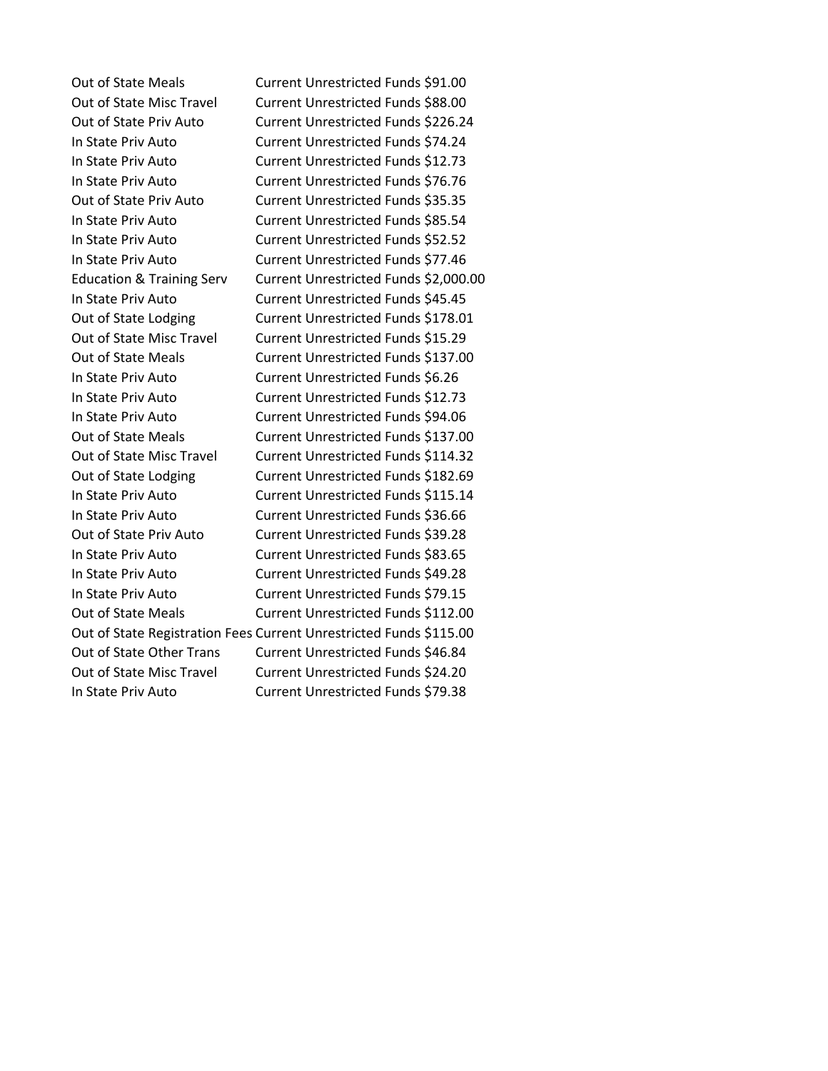| | | |
|---|---|---|
| Out of State Meals | Current Unrestricted Funds | $91.00 |
| Out of State Misc Travel | Current Unrestricted Funds | $88.00 |
| Out of State Priv Auto | Current Unrestricted Funds | $226.24 |
| In State Priv Auto | Current Unrestricted Funds | $74.24 |
| In State Priv Auto | Current Unrestricted Funds | $12.73 |
| In State Priv Auto | Current Unrestricted Funds | $76.76 |
| Out of State Priv Auto | Current Unrestricted Funds | $35.35 |
| In State Priv Auto | Current Unrestricted Funds | $85.54 |
| In State Priv Auto | Current Unrestricted Funds | $52.52 |
| In State Priv Auto | Current Unrestricted Funds | $77.46 |
| Education & Training Serv | Current Unrestricted Funds | $2,000.00 |
| In State Priv Auto | Current Unrestricted Funds | $45.45 |
| Out of State Lodging | Current Unrestricted Funds | $178.01 |
| Out of State Misc Travel | Current Unrestricted Funds | $15.29 |
| Out of State Meals | Current Unrestricted Funds | $137.00 |
| In State Priv Auto | Current Unrestricted Funds | $6.26 |
| In State Priv Auto | Current Unrestricted Funds | $12.73 |
| In State Priv Auto | Current Unrestricted Funds | $94.06 |
| Out of State Meals | Current Unrestricted Funds | $137.00 |
| Out of State Misc Travel | Current Unrestricted Funds | $114.32 |
| Out of State Lodging | Current Unrestricted Funds | $182.69 |
| In State Priv Auto | Current Unrestricted Funds | $115.14 |
| In State Priv Auto | Current Unrestricted Funds | $36.66 |
| Out of State Priv Auto | Current Unrestricted Funds | $39.28 |
| In State Priv Auto | Current Unrestricted Funds | $83.65 |
| In State Priv Auto | Current Unrestricted Funds | $49.28 |
| In State Priv Auto | Current Unrestricted Funds | $79.15 |
| Out of State Meals | Current Unrestricted Funds | $112.00 |
| Out of State Registration Fees | Current Unrestricted Funds | $115.00 |
| Out of State Other Trans | Current Unrestricted Funds | $46.84 |
| Out of State Misc Travel | Current Unrestricted Funds | $24.20 |
| In State Priv Auto | Current Unrestricted Funds | $79.38 |